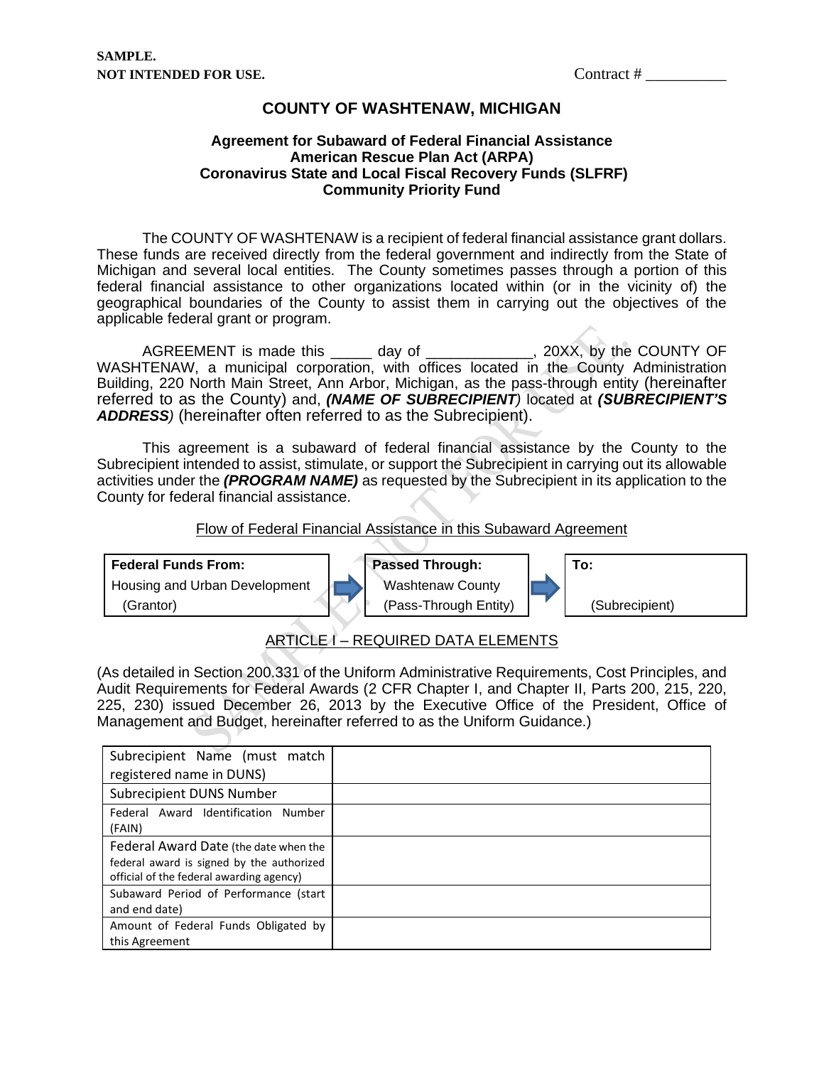**SAMPLE.**
**NOT INTENDED FOR USE.**

Contract # __________

# COUNTY OF WASHTENAW, MICHIGAN

### Agreement for Subaward of Federal Financial Assistance
### American Rescue Plan Act (ARPA)
### Coronavirus State and Local Fiscal Recovery Funds (SLFRF)
### Community Priority Fund

The COUNTY OF WASHTENAW is a recipient of federal financial assistance grant dollars. These funds are received directly from the federal government and indirectly from the State of Michigan and several local entities. The County sometimes passes through a portion of this federal financial assistance to other organizations located within (or in the vicinity of) the geographical boundaries of the County to assist them in carrying out the objectives of the applicable federal grant or program.

AGREEMENT is made this _____ day of _____________, 20XX, by the COUNTY OF WASHTENAW, a municipal corporation, with offices located in the County Administration Building, 220 North Main Street, Ann Arbor, Michigan, as the pass-through entity (hereinafter referred to as the County) and, ***(NAME OF SUBRECIPIENT)*** located at ***(SUBRECIPIENT'S ADDRESS)*** (hereinafter often referred to as the Subrecipient).

This agreement is a subaward of federal financial assistance by the County to the Subrecipient intended to assist, stimulate, or support the Subrecipient in carrying out its allowable activities under the ***(PROGRAM NAME)*** as requested by the Subrecipient in its application to the County for federal financial assistance.

Flow of Federal Financial Assistance in this Subaward Agreement

| Federal Funds From: | | Passed Through: | | To: |
|---|---|---|---|---|
| Housing and Urban Development (Grantor) | → | Washtenaw County (Pass-Through Entity) | → | (Subrecipient) |

## ARTICLE I – REQUIRED DATA ELEMENTS

(As detailed in Section 200.331 of the Uniform Administrative Requirements, Cost Principles, and Audit Requirements for Federal Awards (2 CFR Chapter I, and Chapter II, Parts 200, 215, 220, 225, 230) issued December 26, 2013 by the Executive Office of the President, Office of Management and Budget, hereinafter referred to as the Uniform Guidance.)

| | |
|---|---|
| Subrecipient Name (must match registered name in DUNS) | |
| Subrecipient DUNS Number | |
| Federal Award Identification Number (FAIN) | |
| Federal Award Date (the date when the federal award is signed by the authorized official of the federal awarding agency) | |
| Subaward Period of Performance (start and end date) | |
| Amount of Federal Funds Obligated by this Agreement | |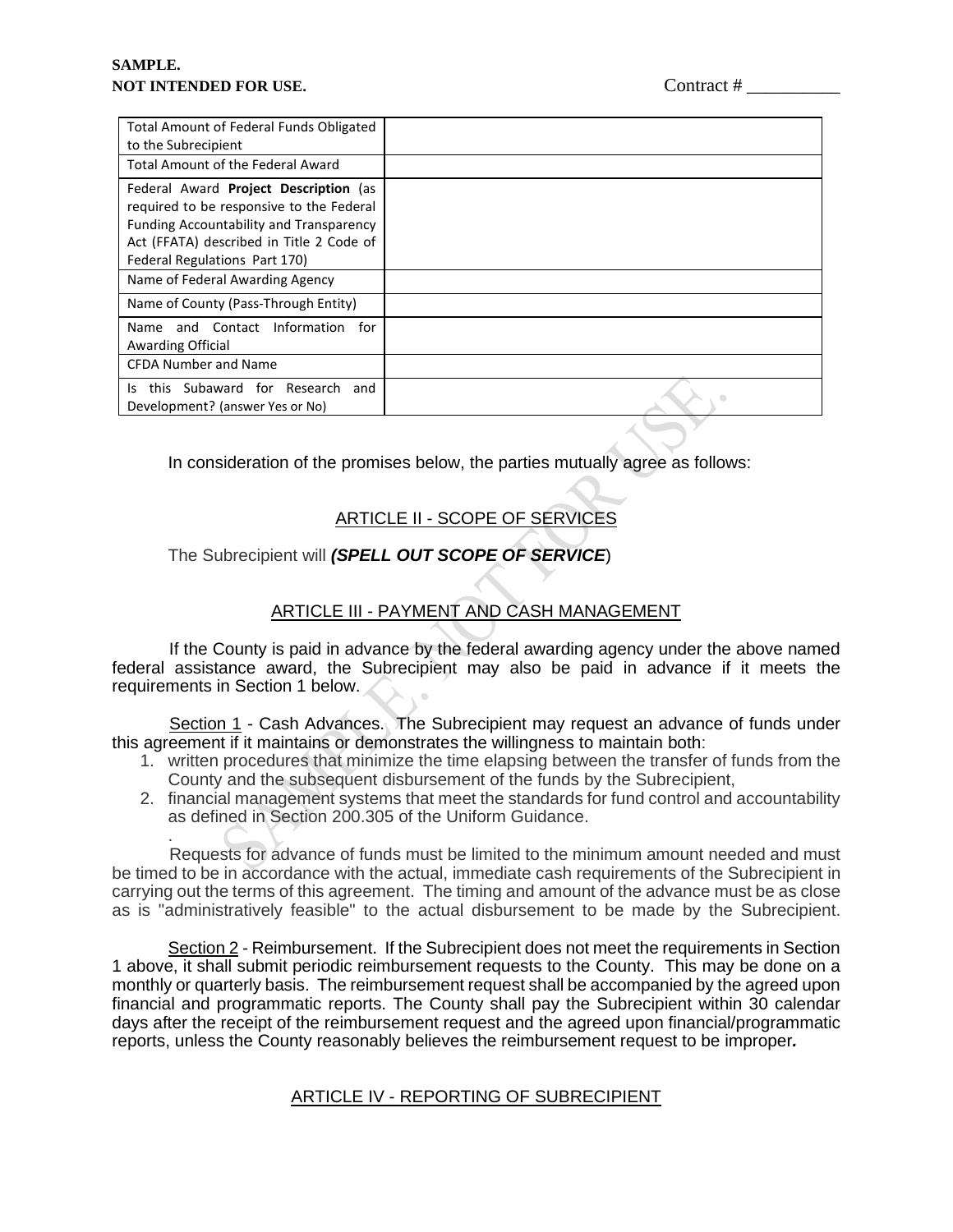SAMPLE.
NOT INTENDED FOR USE.

Contract # __________

| Total Amount of Federal Funds Obligated to the Subrecipient | |
|---|---|
| Total Amount of the Federal Award | |
| Federal Award **Project Description** (as required to be responsive to the Federal Funding Accountability and Transparency Act (FFATA) described in Title 2 Code of Federal Regulations Part 170) | |
| Name of Federal Awarding Agency | |
| Name of County (Pass-Through Entity) | |
| Name and Contact Information for Awarding Official | |
| CFDA Number and Name | |
| Is this Subaward for Research and Development? (answer Yes or No) | |

In consideration of the promises below, the parties mutually agree as follows:

## ARTICLE II - SCOPE OF SERVICES

The Subrecipient will ***(SPELL OUT SCOPE OF SERVICE***)

## ARTICLE III - PAYMENT AND CASH MANAGEMENT

If the County is paid in advance by the federal awarding agency under the above named federal assistance award, the Subrecipient may also be paid in advance if it meets the requirements in Section 1 below.

Section 1 - Cash Advances. The Subrecipient may request an advance of funds under this agreement if it maintains or demonstrates the willingness to maintain both:

1. written procedures that minimize the time elapsing between the transfer of funds from the County and the subsequent disbursement of the funds by the Subrecipient,
2. financial management systems that meet the standards for fund control and accountability as defined in Section 200.305 of the Uniform Guidance.

.

Requests for advance of funds must be limited to the minimum amount needed and must be timed to be in accordance with the actual, immediate cash requirements of the Subrecipient in carrying out the terms of this agreement. The timing and amount of the advance must be as close as is "administratively feasible" to the actual disbursement to be made by the Subrecipient.

Section 2 - Reimbursement. If the Subrecipient does not meet the requirements in Section 1 above, it shall submit periodic reimbursement requests to the County. This may be done on a monthly or quarterly basis. The reimbursement request shall be accompanied by the agreed upon financial and programmatic reports. The County shall pay the Subrecipient within 30 calendar days after the receipt of the reimbursement request and the agreed upon financial/programmatic reports, unless the County reasonably believes the reimbursement request to be improper.

## ARTICLE IV - REPORTING OF SUBRECIPIENT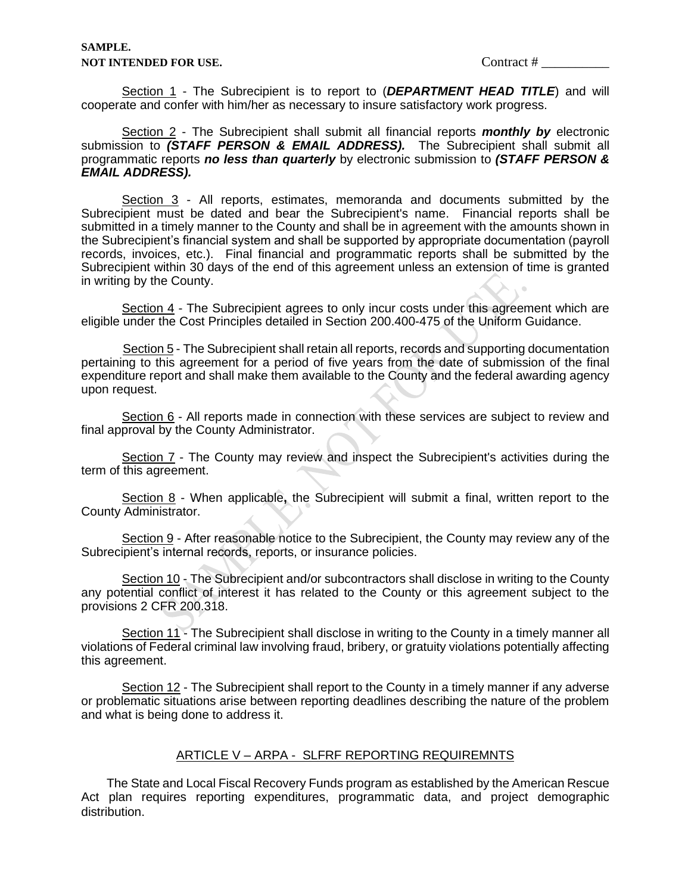Section 1 - The Subrecipient is to report to (***DEPARTMENT HEAD TITLE***) and will cooperate and confer with him/her as necessary to insure satisfactory work progress.

Section 2 - The Subrecipient shall submit all financial reports ***monthly by*** electronic submission to ***(STAFF PERSON & EMAIL ADDRESS).*** The Subrecipient shall submit all programmatic reports ***no less than quarterly*** by electronic submission to ***(STAFF PERSON & EMAIL ADDRESS).***

Section 3 - All reports, estimates, memoranda and documents submitted by the Subrecipient must be dated and bear the Subrecipient's name. Financial reports shall be submitted in a timely manner to the County and shall be in agreement with the amounts shown in the Subrecipient's financial system and shall be supported by appropriate documentation (payroll records, invoices, etc.). Final financial and programmatic reports shall be submitted by the Subrecipient within 30 days of the end of this agreement unless an extension of time is granted in writing by the County.

Section 4 - The Subrecipient agrees to only incur costs under this agreement which are eligible under the Cost Principles detailed in Section 200.400-475 of the Uniform Guidance.

Section 5 - The Subrecipient shall retain all reports, records and supporting documentation pertaining to this agreement for a period of five years from the date of submission of the final expenditure report and shall make them available to the County and the federal awarding agency upon request.

Section 6 - All reports made in connection with these services are subject to review and final approval by the County Administrator.

Section 7 - The County may review and inspect the Subrecipient's activities during the term of this agreement.

Section 8 - When applicable**,** the Subrecipient will submit a final, written report to the County Administrator.

Section 9 - After reasonable notice to the Subrecipient, the County may review any of the Subrecipient's internal records, reports, or insurance policies.

Section 10 - The Subrecipient and/or subcontractors shall disclose in writing to the County any potential conflict of interest it has related to the County or this agreement subject to the provisions 2 CFR 200.318.

Section 11 - The Subrecipient shall disclose in writing to the County in a timely manner all violations of Federal criminal law involving fraud, bribery, or gratuity violations potentially affecting this agreement.

Section 12 - The Subrecipient shall report to the County in a timely manner if any adverse or problematic situations arise between reporting deadlines describing the nature of the problem and what is being done to address it.

## ARTICLE V – ARPA - SLFRF REPORTING REQUIREMNTS

The State and Local Fiscal Recovery Funds program as established by the American Rescue Act plan requires reporting expenditures, programmatic data, and project demographic distribution.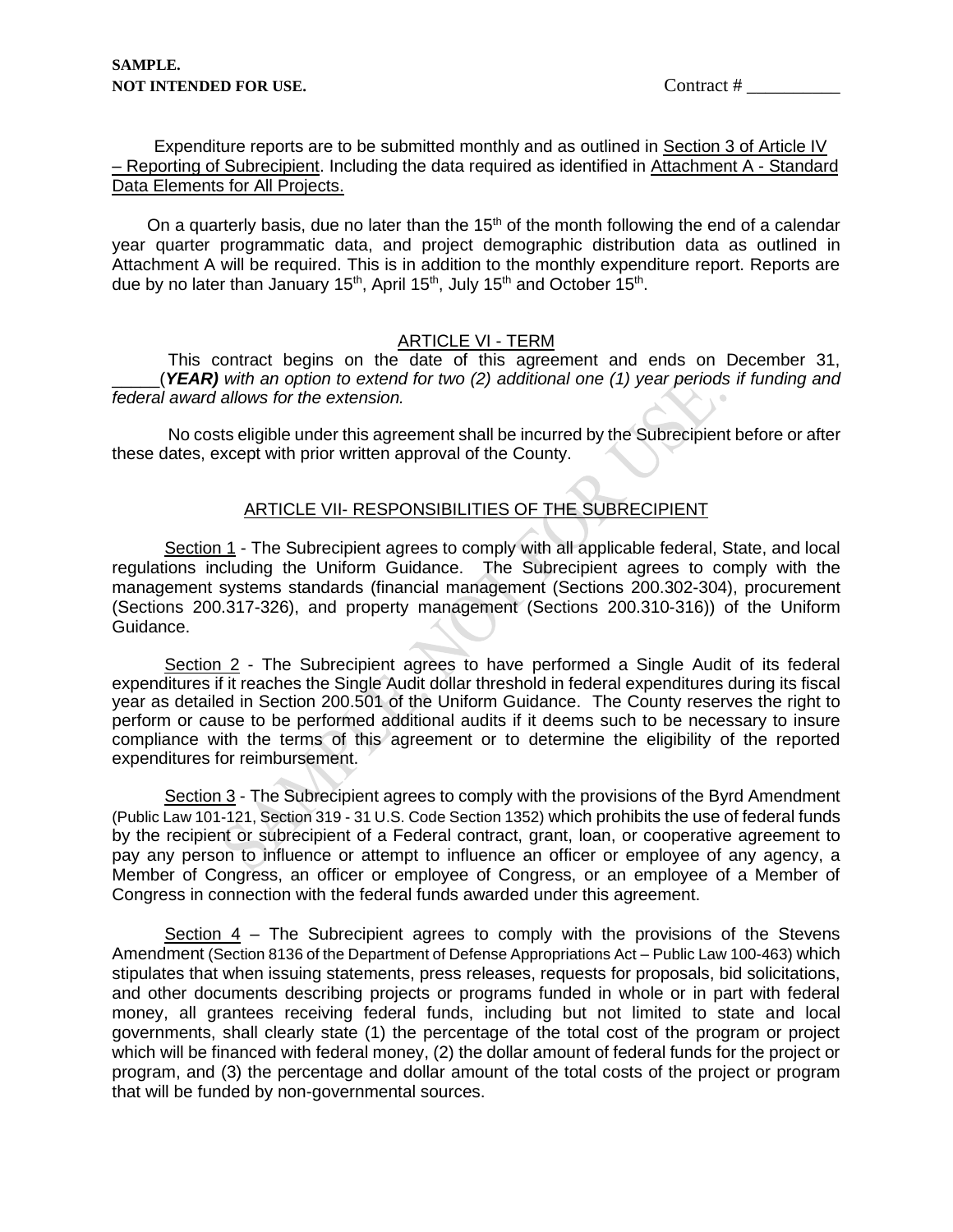Expenditure reports are to be submitted monthly and as outlined in Section 3 of Article IV – Reporting of Subrecipient. Including the data required as identified in Attachment A - Standard Data Elements for All Projects.

On a quarterly basis, due no later than the 15th of the month following the end of a calendar year quarter programmatic data, and project demographic distribution data as outlined in Attachment A will be required. This is in addition to the monthly expenditure report. Reports are due by no later than January 15th, April 15th, July 15th and October 15th.

## ARTICLE VI - TERM

This contract begins on the date of this agreement and ends on December 31, _____(***YEAR)*** *with an option to extend for two (2) additional one (1) year periods if funding and federal award allows for the extension.*

No costs eligible under this agreement shall be incurred by the Subrecipient before or after these dates, except with prior written approval of the County.

## ARTICLE VII- RESPONSIBILITIES OF THE SUBRECIPIENT

Section 1 - The Subrecipient agrees to comply with all applicable federal, State, and local regulations including the Uniform Guidance. The Subrecipient agrees to comply with the management systems standards (financial management (Sections 200.302-304), procurement (Sections 200.317-326), and property management (Sections 200.310-316)) of the Uniform Guidance.

Section 2 - The Subrecipient agrees to have performed a Single Audit of its federal expenditures if it reaches the Single Audit dollar threshold in federal expenditures during its fiscal year as detailed in Section 200.501 of the Uniform Guidance. The County reserves the right to perform or cause to be performed additional audits if it deems such to be necessary to insure compliance with the terms of this agreement or to determine the eligibility of the reported expenditures for reimbursement.

Section 3 - The Subrecipient agrees to comply with the provisions of the Byrd Amendment (Public Law 101-121, Section 319 - 31 U.S. Code Section 1352) which prohibits the use of federal funds by the recipient or subrecipient of a Federal contract, grant, loan, or cooperative agreement to pay any person to influence or attempt to influence an officer or employee of any agency, a Member of Congress, an officer or employee of Congress, or an employee of a Member of Congress in connection with the federal funds awarded under this agreement.

Section 4 – The Subrecipient agrees to comply with the provisions of the Stevens Amendment (Section 8136 of the Department of Defense Appropriations Act – Public Law 100-463) which stipulates that when issuing statements, press releases, requests for proposals, bid solicitations, and other documents describing projects or programs funded in whole or in part with federal money, all grantees receiving federal funds, including but not limited to state and local governments, shall clearly state (1) the percentage of the total cost of the program or project which will be financed with federal money, (2) the dollar amount of federal funds for the project or program, and (3) the percentage and dollar amount of the total costs of the project or program that will be funded by non-governmental sources.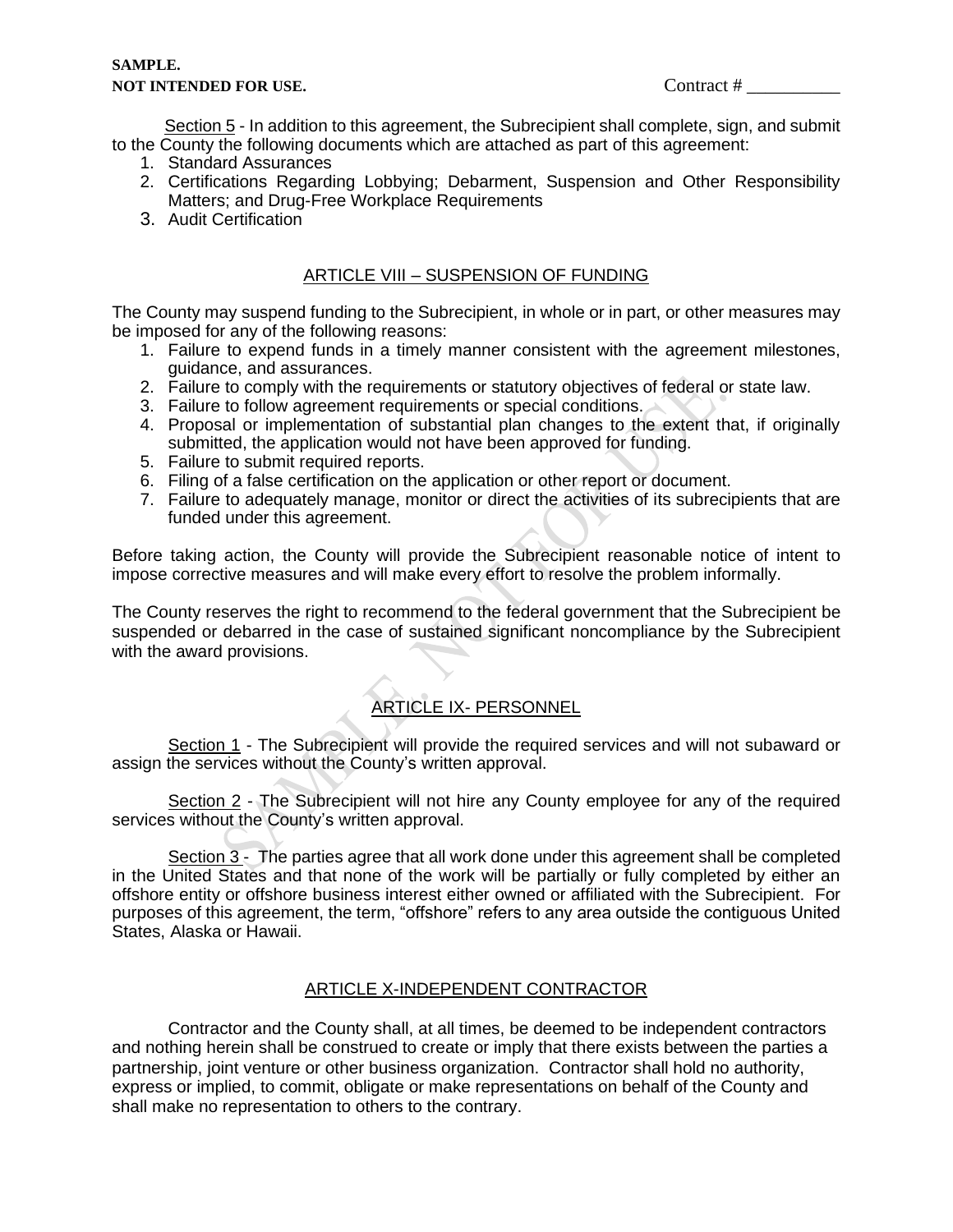Section 5 - In addition to this agreement, the Subrecipient shall complete, sign, and submit to the County the following documents which are attached as part of this agreement:

1. Standard Assurances
2. Certifications Regarding Lobbying; Debarment, Suspension and Other Responsibility Matters; and Drug-Free Workplace Requirements
3. Audit Certification

## ARTICLE VIII – SUSPENSION OF FUNDING

The County may suspend funding to the Subrecipient, in whole or in part, or other measures may be imposed for any of the following reasons:

1. Failure to expend funds in a timely manner consistent with the agreement milestones, guidance, and assurances.
2. Failure to comply with the requirements or statutory objectives of federal or state law.
3. Failure to follow agreement requirements or special conditions.
4. Proposal or implementation of substantial plan changes to the extent that, if originally submitted, the application would not have been approved for funding.
5. Failure to submit required reports.
6. Filing of a false certification on the application or other report or document.
7. Failure to adequately manage, monitor or direct the activities of its subrecipients that are funded under this agreement.

Before taking action, the County will provide the Subrecipient reasonable notice of intent to impose corrective measures and will make every effort to resolve the problem informally.

The County reserves the right to recommend to the federal government that the Subrecipient be suspended or debarred in the case of sustained significant noncompliance by the Subrecipient with the award provisions.

## ARTICLE IX- PERSONNEL

Section 1 - The Subrecipient will provide the required services and will not subaward or assign the services without the County's written approval.

Section 2 - The Subrecipient will not hire any County employee for any of the required services without the County's written approval.

Section 3 - The parties agree that all work done under this agreement shall be completed in the United States and that none of the work will be partially or fully completed by either an offshore entity or offshore business interest either owned or affiliated with the Subrecipient. For purposes of this agreement, the term, "offshore" refers to any area outside the contiguous United States, Alaska or Hawaii.

## ARTICLE X-INDEPENDENT CONTRACTOR

Contractor and the County shall, at all times, be deemed to be independent contractors and nothing herein shall be construed to create or imply that there exists between the parties a partnership, joint venture or other business organization. Contractor shall hold no authority, express or implied, to commit, obligate or make representations on behalf of the County and shall make no representation to others to the contrary.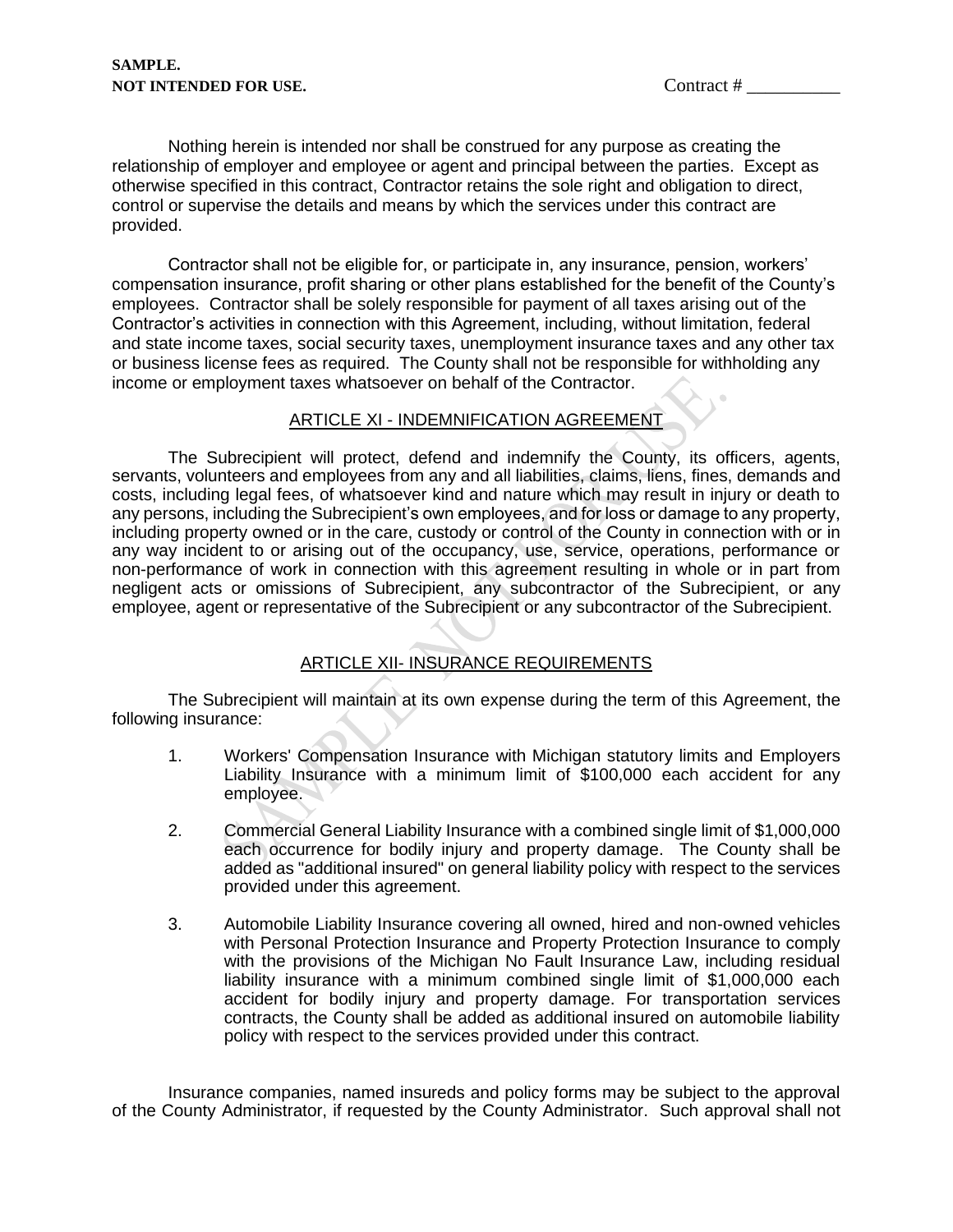Nothing herein is intended nor shall be construed for any purpose as creating the relationship of employer and employee or agent and principal between the parties. Except as otherwise specified in this contract, Contractor retains the sole right and obligation to direct, control or supervise the details and means by which the services under this contract are provided.

Contractor shall not be eligible for, or participate in, any insurance, pension, workers' compensation insurance, profit sharing or other plans established for the benefit of the County's employees. Contractor shall be solely responsible for payment of all taxes arising out of the Contractor's activities in connection with this Agreement, including, without limitation, federal and state income taxes, social security taxes, unemployment insurance taxes and any other tax or business license fees as required. The County shall not be responsible for withholding any income or employment taxes whatsoever on behalf of the Contractor.

## ARTICLE XI - INDEMNIFICATION AGREEMENT

The Subrecipient will protect, defend and indemnify the County, its officers, agents, servants, volunteers and employees from any and all liabilities, claims, liens, fines, demands and costs, including legal fees, of whatsoever kind and nature which may result in injury or death to any persons, including the Subrecipient's own employees, and for loss or damage to any property, including property owned or in the care, custody or control of the County in connection with or in any way incident to or arising out of the occupancy, use, service, operations, performance or non-performance of work in connection with this agreement resulting in whole or in part from negligent acts or omissions of Subrecipient, any subcontractor of the Subrecipient, or any employee, agent or representative of the Subrecipient or any subcontractor of the Subrecipient.

## ARTICLE XII- INSURANCE REQUIREMENTS

The Subrecipient will maintain at its own expense during the term of this Agreement, the following insurance:

1. Workers' Compensation Insurance with Michigan statutory limits and Employers Liability Insurance with a minimum limit of $100,000 each accident for any employee.

2. Commercial General Liability Insurance with a combined single limit of $1,000,000 each occurrence for bodily injury and property damage. The County shall be added as "additional insured" on general liability policy with respect to the services provided under this agreement.

3. Automobile Liability Insurance covering all owned, hired and non-owned vehicles with Personal Protection Insurance and Property Protection Insurance to comply with the provisions of the Michigan No Fault Insurance Law, including residual liability insurance with a minimum combined single limit of $1,000,000 each accident for bodily injury and property damage. For transportation services contracts, the County shall be added as additional insured on automobile liability policy with respect to the services provided under this contract.

Insurance companies, named insureds and policy forms may be subject to the approval of the County Administrator, if requested by the County Administrator. Such approval shall not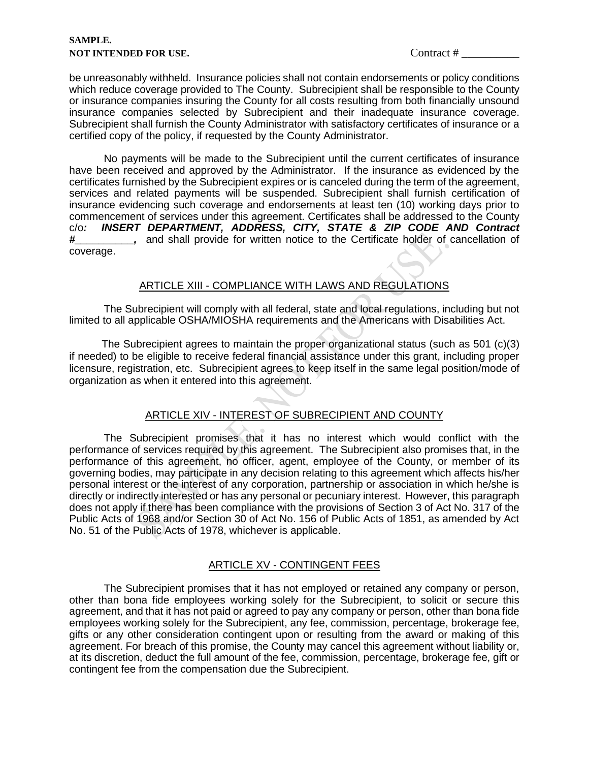be unreasonably withheld. Insurance policies shall not contain endorsements or policy conditions which reduce coverage provided to The County. Subrecipient shall be responsible to the County or insurance companies insuring the County for all costs resulting from both financially unsound insurance companies selected by Subrecipient and their inadequate insurance coverage. Subrecipient shall furnish the County Administrator with satisfactory certificates of insurance or a certified copy of the policy, if requested by the County Administrator.

No payments will be made to the Subrecipient until the current certificates of insurance have been received and approved by the Administrator. If the insurance as evidenced by the certificates furnished by the Subrecipient expires or is canceled during the term of the agreement, services and related payments will be suspended. Subrecipient shall furnish certification of insurance evidencing such coverage and endorsements at least ten (10) working days prior to commencement of services under this agreement. Certificates shall be addressed to the County c/o***: INSERT DEPARTMENT, ADDRESS, CITY, STATE & ZIP CODE AND Contract #__________,*** and shall provide for written notice to the Certificate holder of cancellation of coverage.

## ARTICLE XIII - COMPLIANCE WITH LAWS AND REGULATIONS

The Subrecipient will comply with all federal, state and local regulations, including but not limited to all applicable OSHA/MIOSHA requirements and the Americans with Disabilities Act.

The Subrecipient agrees to maintain the proper organizational status (such as 501 (c)(3) if needed) to be eligible to receive federal financial assistance under this grant, including proper licensure, registration, etc. Subrecipient agrees to keep itself in the same legal position/mode of organization as when it entered into this agreement.

## ARTICLE XIV - INTEREST OF SUBRECIPIENT AND COUNTY

The Subrecipient promises that it has no interest which would conflict with the performance of services required by this agreement. The Subrecipient also promises that, in the performance of this agreement, no officer, agent, employee of the County, or member of its governing bodies, may participate in any decision relating to this agreement which affects his/her personal interest or the interest of any corporation, partnership or association in which he/she is directly or indirectly interested or has any personal or pecuniary interest. However, this paragraph does not apply if there has been compliance with the provisions of Section 3 of Act No. 317 of the Public Acts of 1968 and/or Section 30 of Act No. 156 of Public Acts of 1851, as amended by Act No. 51 of the Public Acts of 1978, whichever is applicable.

## ARTICLE XV - CONTINGENT FEES

The Subrecipient promises that it has not employed or retained any company or person, other than bona fide employees working solely for the Subrecipient, to solicit or secure this agreement, and that it has not paid or agreed to pay any company or person, other than bona fide employees working solely for the Subrecipient, any fee, commission, percentage, brokerage fee, gifts or any other consideration contingent upon or resulting from the award or making of this agreement. For breach of this promise, the County may cancel this agreement without liability or, at its discretion, deduct the full amount of the fee, commission, percentage, brokerage fee, gift or contingent fee from the compensation due the Subrecipient.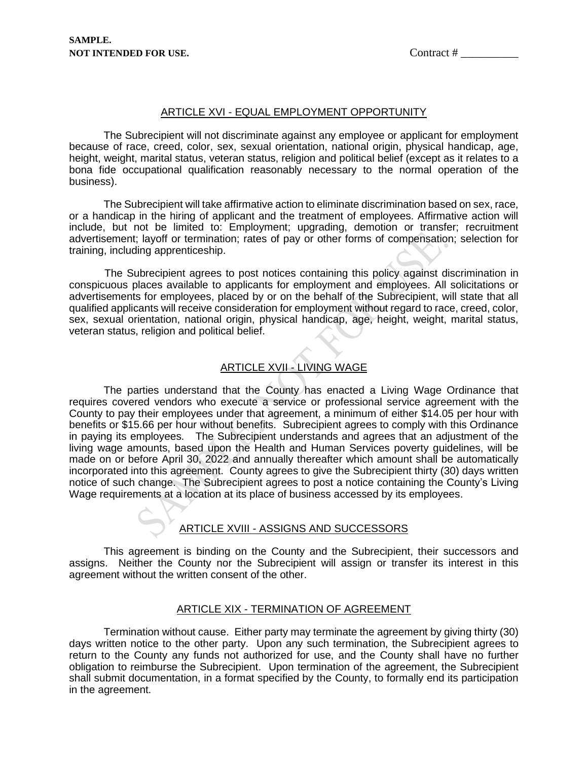**SAMPLE.**
**NOT INTENDED FOR USE.**

Contract # __________

## ARTICLE XVI - EQUAL EMPLOYMENT OPPORTUNITY

The Subrecipient will not discriminate against any employee or applicant for employment because of race, creed, color, sex, sexual orientation, national origin, physical handicap, age, height, weight, marital status, veteran status, religion and political belief (except as it relates to a bona fide occupational qualification reasonably necessary to the normal operation of the business).

The Subrecipient will take affirmative action to eliminate discrimination based on sex, race, or a handicap in the hiring of applicant and the treatment of employees. Affirmative action will include, but not be limited to: Employment; upgrading, demotion or transfer; recruitment advertisement; layoff or termination; rates of pay or other forms of compensation; selection for training, including apprenticeship.

The Subrecipient agrees to post notices containing this policy against discrimination in conspicuous places available to applicants for employment and employees. All solicitations or advertisements for employees, placed by or on the behalf of the Subrecipient, will state that all qualified applicants will receive consideration for employment without regard to race, creed, color, sex, sexual orientation, national origin, physical handicap, age, height, weight, marital status, veteran status, religion and political belief.

## ARTICLE XVII - LIVING WAGE

The parties understand that the County has enacted a Living Wage Ordinance that requires covered vendors who execute a service or professional service agreement with the County to pay their employees under that agreement, a minimum of either $14.05 per hour with benefits or $15.66 per hour without benefits. Subrecipient agrees to comply with this Ordinance in paying its employees. The Subrecipient understands and agrees that an adjustment of the living wage amounts, based upon the Health and Human Services poverty guidelines, will be made on or before April 30, 2022 and annually thereafter which amount shall be automatically incorporated into this agreement. County agrees to give the Subrecipient thirty (30) days written notice of such change. The Subrecipient agrees to post a notice containing the County's Living Wage requirements at a location at its place of business accessed by its employees.

## ARTICLE XVIII - ASSIGNS AND SUCCESSORS

This agreement is binding on the County and the Subrecipient, their successors and assigns. Neither the County nor the Subrecipient will assign or transfer its interest in this agreement without the written consent of the other.

## ARTICLE XIX - TERMINATION OF AGREEMENT

Termination without cause. Either party may terminate the agreement by giving thirty (30) days written notice to the other party. Upon any such termination, the Subrecipient agrees to return to the County any funds not authorized for use, and the County shall have no further obligation to reimburse the Subrecipient. Upon termination of the agreement, the Subrecipient shall submit documentation, in a format specified by the County, to formally end its participation in the agreement.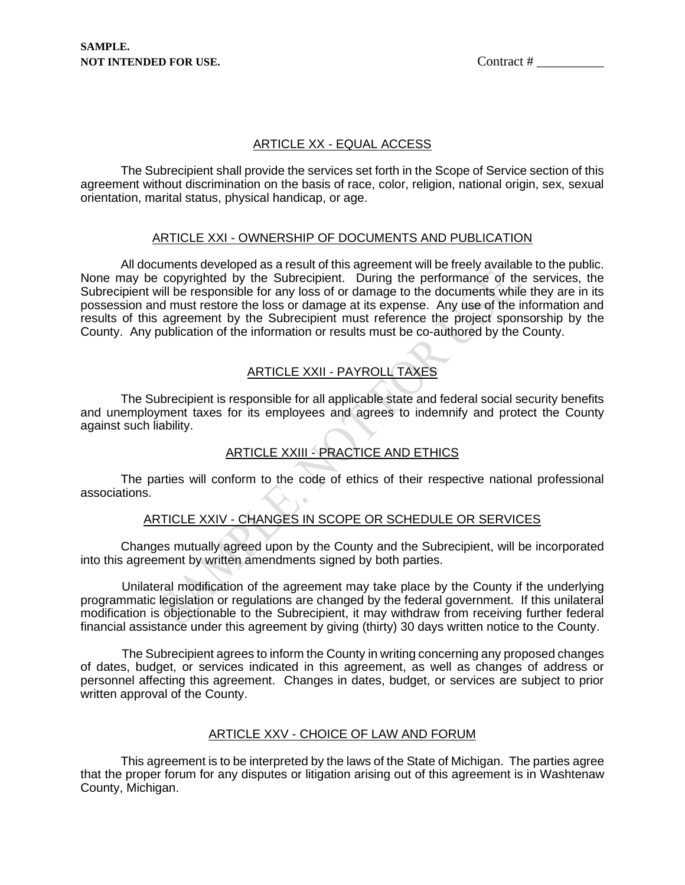**SAMPLE.**
**NOT INTENDED FOR USE.** Contract # __________

## ARTICLE XX - EQUAL ACCESS

The Subrecipient shall provide the services set forth in the Scope of Service section of this agreement without discrimination on the basis of race, color, religion, national origin, sex, sexual orientation, marital status, physical handicap, or age.

## ARTICLE XXI - OWNERSHIP OF DOCUMENTS AND PUBLICATION

All documents developed as a result of this agreement will be freely available to the public. None may be copyrighted by the Subrecipient. During the performance of the services, the Subrecipient will be responsible for any loss of or damage to the documents while they are in its possession and must restore the loss or damage at its expense. Any use of the information and results of this agreement by the Subrecipient must reference the project sponsorship by the County. Any publication of the information or results must be co-authored by the County.

## ARTICLE XXII - PAYROLL TAXES

The Subrecipient is responsible for all applicable state and federal social security benefits and unemployment taxes for its employees and agrees to indemnify and protect the County against such liability.

## ARTICLE XXIII - PRACTICE AND ETHICS

The parties will conform to the code of ethics of their respective national professional associations.

## ARTICLE XXIV - CHANGES IN SCOPE OR SCHEDULE OR SERVICES

Changes mutually agreed upon by the County and the Subrecipient, will be incorporated into this agreement by written amendments signed by both parties.

Unilateral modification of the agreement may take place by the County if the underlying programmatic legislation or regulations are changed by the federal government. If this unilateral modification is objectionable to the Subrecipient, it may withdraw from receiving further federal financial assistance under this agreement by giving (thirty) 30 days written notice to the County.

The Subrecipient agrees to inform the County in writing concerning any proposed changes of dates, budget, or services indicated in this agreement, as well as changes of address or personnel affecting this agreement. Changes in dates, budget, or services are subject to prior written approval of the County.

## ARTICLE XXV - CHOICE OF LAW AND FORUM

This agreement is to be interpreted by the laws of the State of Michigan. The parties agree that the proper forum for any disputes or litigation arising out of this agreement is in Washtenaw County, Michigan.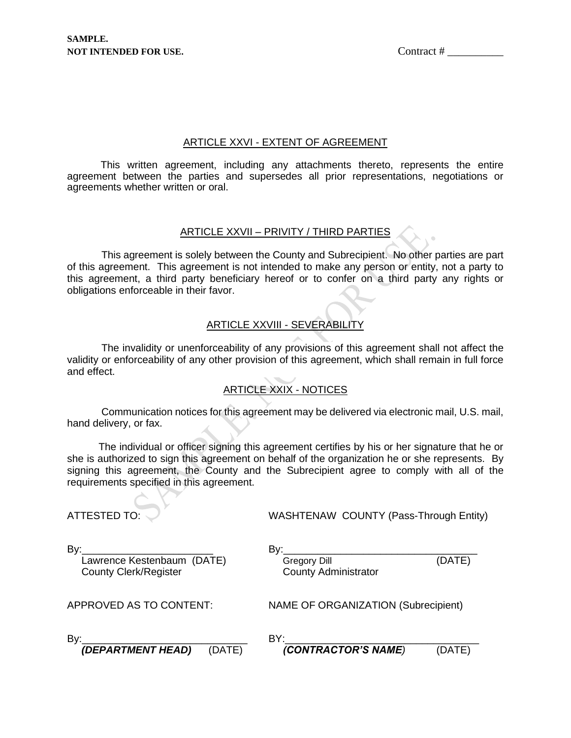**SAMPLE.**
**NOT INTENDED FOR USE.**

Contract # __________

ARTICLE XXVI - EXTENT OF AGREEMENT

This written agreement, including any attachments thereto, represents the entire agreement between the parties and supersedes all prior representations, negotiations or agreements whether written or oral.

ARTICLE XXVII – PRIVITY / THIRD PARTIES

This agreement is solely between the County and Subrecipient. No other parties are part of this agreement. This agreement is not intended to make any person or entity, not a party to this agreement, a third party beneficiary hereof or to confer on a third party any rights or obligations enforceable in their favor.

ARTICLE XXVIII - SEVERABILITY

The invalidity or unenforceability of any provisions of this agreement shall not affect the validity or enforceability of any other provision of this agreement, which shall remain in full force and effect.

ARTICLE XXIX - NOTICES

Communication notices for this agreement may be delivered via electronic mail, U.S. mail, hand delivery, or fax.

The individual or officer signing this agreement certifies by his or her signature that he or she is authorized to sign this agreement on behalf of the organization he or she represents. By signing this agreement, the County and the Subrecipient agree to comply with all of the requirements specified in this agreement.

ATTESTED TO:

By:________________________
Lawrence Kestenbaum (DATE)
County Clerk/Register

WASHTENAW COUNTY (Pass-Through Entity)

By:__________________________________
Gregory Dill (DATE)
County Administrator

APPROVED AS TO CONTENT:

By:____________________________
***(DEPARTMENT HEAD)*** (DATE)

NAME OF ORGANIZATION (Subrecipient)

BY:__________________________________
***(CONTRACTOR'S NAME)*** (DATE)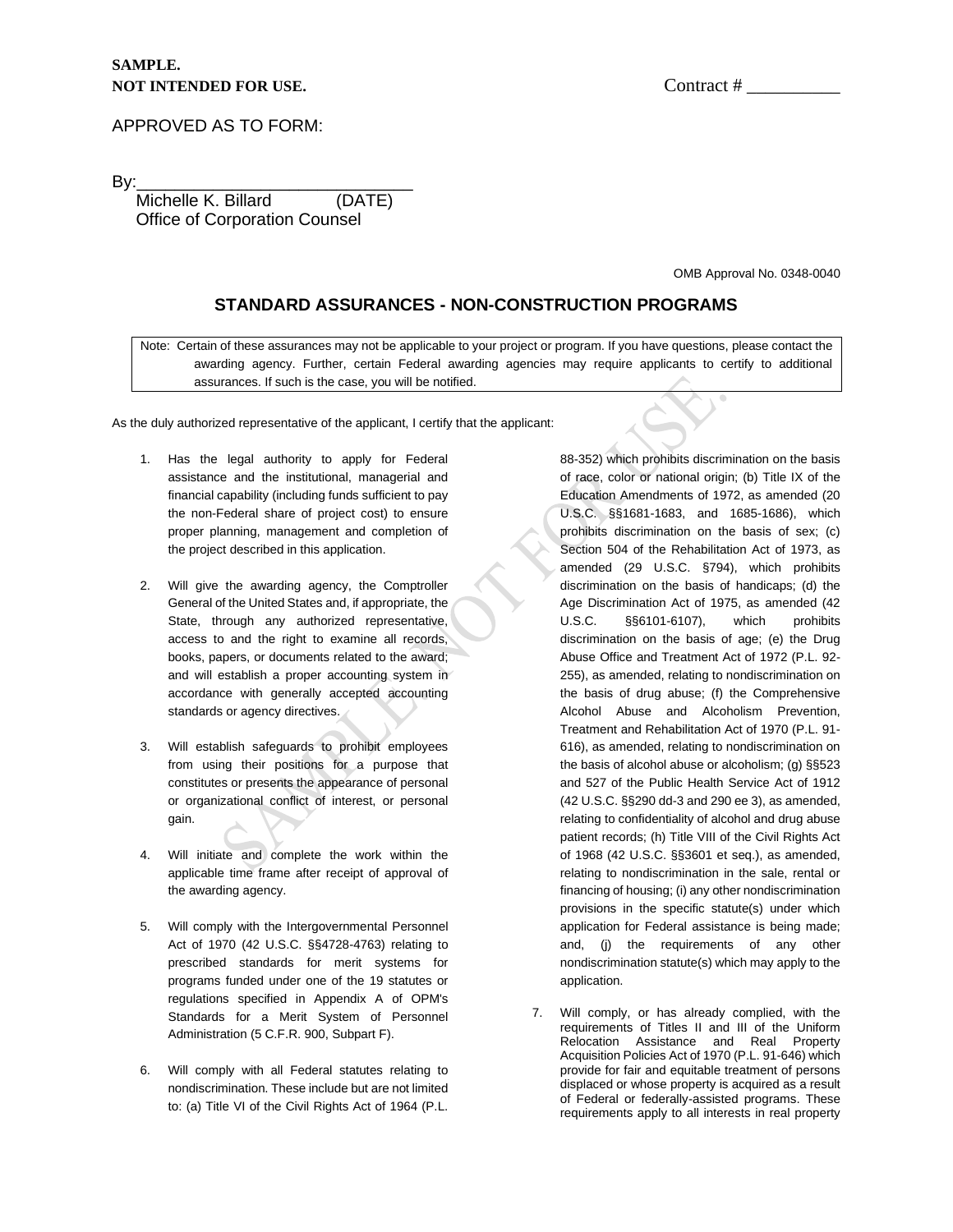**SAMPLE.**
**NOT INTENDED FOR USE.**

Contract # __________

APPROVED AS TO FORM:

By:_____________________________
Michelle K. Billard (DATE)
Office of Corporation Counsel

OMB Approval No. 0348-0040

## STANDARD ASSURANCES - NON-CONSTRUCTION PROGRAMS

Note: Certain of these assurances may not be applicable to your project or program. If you have questions, please contact the awarding agency. Further, certain Federal awarding agencies may require applicants to certify to additional assurances. If such is the case, you will be notified.

As the duly authorized representative of the applicant, I certify that the applicant:

1. Has the legal authority to apply for Federal assistance and the institutional, managerial and financial capability (including funds sufficient to pay the non-Federal share of project cost) to ensure proper planning, management and completion of the project described in this application.

2. Will give the awarding agency, the Comptroller General of the United States and, if appropriate, the State, through any authorized representative, access to and the right to examine all records, books, papers, or documents related to the award; and will establish a proper accounting system in accordance with generally accepted accounting standards or agency directives.

3. Will establish safeguards to prohibit employees from using their positions for a purpose that constitutes or presents the appearance of personal or organizational conflict of interest, or personal gain.

4. Will initiate and complete the work within the applicable time frame after receipt of approval of the awarding agency.

5. Will comply with the Intergovernmental Personnel Act of 1970 (42 U.S.C. §§4728-4763) relating to prescribed standards for merit systems for programs funded under one of the 19 statutes or regulations specified in Appendix A of OPM's Standards for a Merit System of Personnel Administration (5 C.F.R. 900, Subpart F).

6. Will comply with all Federal statutes relating to nondiscrimination. These include but are not limited to: (a) Title VI of the Civil Rights Act of 1964 (P.L. 88-352) which prohibits discrimination on the basis of race, color or national origin; (b) Title IX of the Education Amendments of 1972, as amended (20 U.S.C. §§1681-1683, and 1685-1686), which prohibits discrimination on the basis of sex; (c) Section 504 of the Rehabilitation Act of 1973, as amended (29 U.S.C. §794), which prohibits discrimination on the basis of handicaps; (d) the Age Discrimination Act of 1975, as amended (42 U.S.C. §§6101-6107), which prohibits discrimination on the basis of age; (e) the Drug Abuse Office and Treatment Act of 1972 (P.L. 92-255), as amended, relating to nondiscrimination on the basis of drug abuse; (f) the Comprehensive Alcohol Abuse and Alcoholism Prevention, Treatment and Rehabilitation Act of 1970 (P.L. 91-616), as amended, relating to nondiscrimination on the basis of alcohol abuse or alcoholism; (g) §§523 and 527 of the Public Health Service Act of 1912 (42 U.S.C. §§290 dd-3 and 290 ee 3), as amended, relating to confidentiality of alcohol and drug abuse patient records; (h) Title VIII of the Civil Rights Act of 1968 (42 U.S.C. §§3601 et seq.), as amended, relating to nondiscrimination in the sale, rental or financing of housing; (i) any other nondiscrimination provisions in the specific statute(s) under which application for Federal assistance is being made; and, (j) the requirements of any other nondiscrimination statute(s) which may apply to the application.

7. Will comply, or has already complied, with the requirements of Titles II and III of the Uniform Relocation Assistance and Real Property Acquisition Policies Act of 1970 (P.L. 91-646) which provide for fair and equitable treatment of persons displaced or whose property is acquired as a result of Federal or federally-assisted programs. These requirements apply to all interests in real property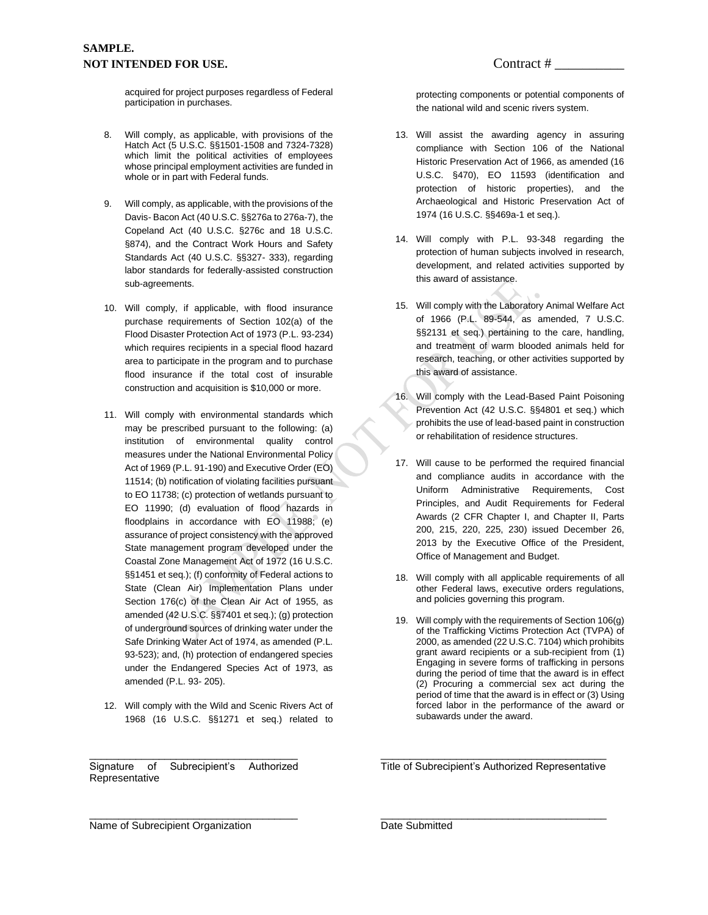**SAMPLE.**
**NOT INTENDED FOR USE.**

Contract # __________

acquired for project purposes regardless of Federal participation in purchases.

8. Will comply, as applicable, with provisions of the Hatch Act (5 U.S.C. §§1501-1508 and 7324-7328) which limit the political activities of employees whose principal employment activities are funded in whole or in part with Federal funds.

9. Will comply, as applicable, with the provisions of the Davis- Bacon Act (40 U.S.C. §§276a to 276a-7), the Copeland Act (40 U.S.C. §276c and 18 U.S.C. §874), and the Contract Work Hours and Safety Standards Act (40 U.S.C. §§327- 333), regarding labor standards for federally-assisted construction sub-agreements.

10. Will comply, if applicable, with flood insurance purchase requirements of Section 102(a) of the Flood Disaster Protection Act of 1973 (P.L. 93-234) which requires recipients in a special flood hazard area to participate in the program and to purchase flood insurance if the total cost of insurable construction and acquisition is $10,000 or more.

11. Will comply with environmental standards which may be prescribed pursuant to the following: (a) institution of environmental quality control measures under the National Environmental Policy Act of 1969 (P.L. 91-190) and Executive Order (EO) 11514; (b) notification of violating facilities pursuant to EO 11738; (c) protection of wetlands pursuant to EO 11990; (d) evaluation of flood hazards in floodplains in accordance with EO 11988; (e) assurance of project consistency with the approved State management program developed under the Coastal Zone Management Act of 1972 (16 U.S.C. §§1451 et seq.); (f) conformity of Federal actions to State (Clean Air) Implementation Plans under Section 176(c) of the Clean Air Act of 1955, as amended (42 U.S.C. §§7401 et seq.); (g) protection of underground sources of drinking water under the Safe Drinking Water Act of 1974, as amended (P.L. 93-523); and, (h) protection of endangered species under the Endangered Species Act of 1973, as amended (P.L. 93- 205).

12. Will comply with the Wild and Scenic Rivers Act of 1968 (16 U.S.C. §§1271 et seq.) related to protecting components or potential components of the national wild and scenic rivers system.

13. Will assist the awarding agency in assuring compliance with Section 106 of the National Historic Preservation Act of 1966, as amended (16 U.S.C. §470), EO 11593 (identification and protection of historic properties), and the Archaeological and Historic Preservation Act of 1974 (16 U.S.C. §§469a-1 et seq.).

14. Will comply with P.L. 93-348 regarding the protection of human subjects involved in research, development, and related activities supported by this award of assistance.

15. Will comply with the Laboratory Animal Welfare Act of 1966 (P.L. 89-544, as amended, 7 U.S.C. §§2131 et seq.) pertaining to the care, handling, and treatment of warm blooded animals held for research, teaching, or other activities supported by this award of assistance.

16. Will comply with the Lead-Based Paint Poisoning Prevention Act (42 U.S.C. §§4801 et seq.) which prohibits the use of lead-based paint in construction or rehabilitation of residence structures.

17. Will cause to be performed the required financial and compliance audits in accordance with the Uniform Administrative Requirements, Cost Principles, and Audit Requirements for Federal Awards (2 CFR Chapter I, and Chapter II, Parts 200, 215, 220, 225, 230) issued December 26, 2013 by the Executive Office of the President, Office of Management and Budget.

18. Will comply with all applicable requirements of all other Federal laws, executive orders regulations, and policies governing this program.

19. Will comply with the requirements of Section 106(g) of the Trafficking Victims Protection Act (TVPA) of 2000, as amended (22 U.S.C. 7104) which prohibits grant award recipients or a sub-recipient from (1) Engaging in severe forms of trafficking in persons during the period of time that the award is in effect (2) Procuring a commercial sex act during the period of time that the award is in effect or (3) Using forced labor in the performance of the award or subawards under the award.

___________________________________
Signature of Subrecipient's Authorized Representative

___________________________________
Title of Subrecipient's Authorized Representative

___________________________________
Name of Subrecipient Organization

___________________________________
Date Submitted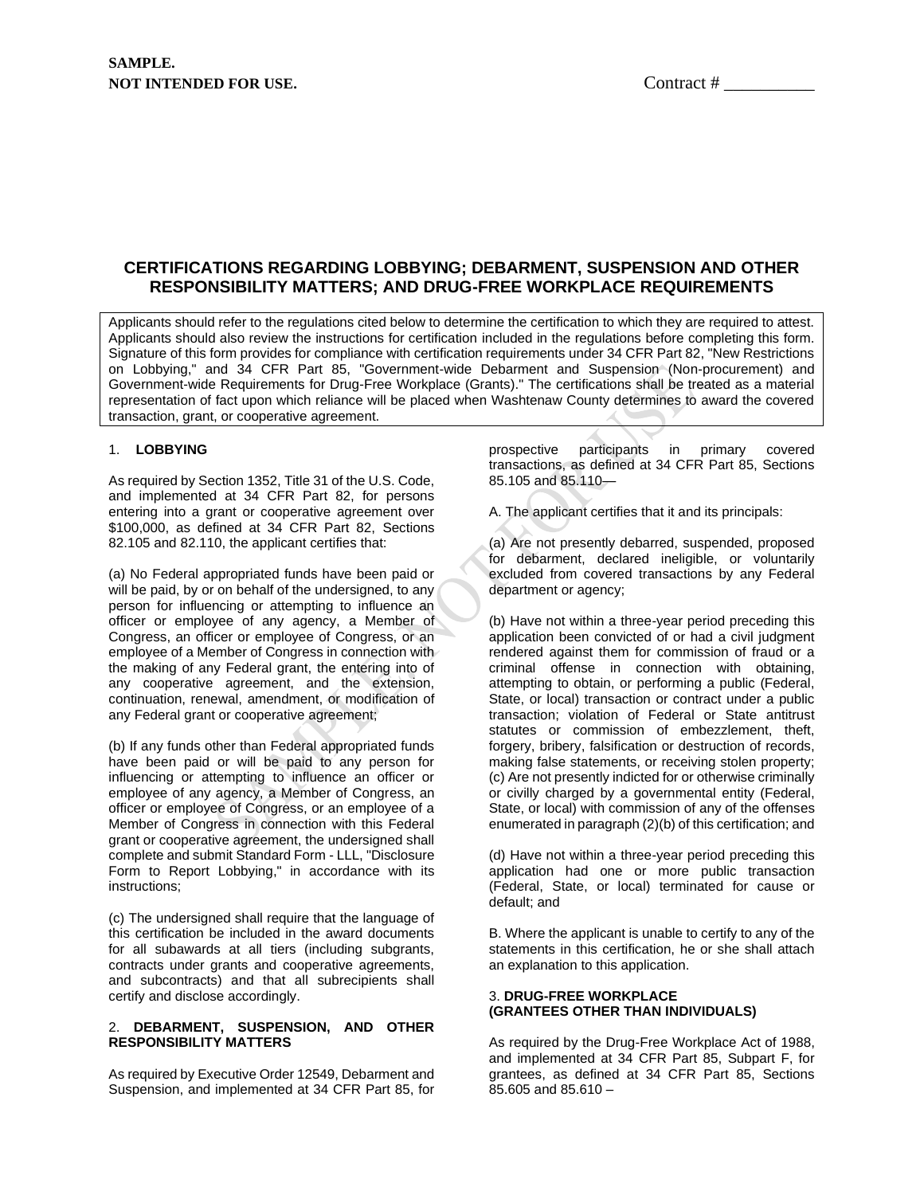**SAMPLE.**
**NOT INTENDED FOR USE.**

Contract # __________

## CERTIFICATIONS REGARDING LOBBYING; DEBARMENT, SUSPENSION AND OTHER RESPONSIBILITY MATTERS; AND DRUG-FREE WORKPLACE REQUIREMENTS

Applicants should refer to the regulations cited below to determine the certification to which they are required to attest. Applicants should also review the instructions for certification included in the regulations before completing this form. Signature of this form provides for compliance with certification requirements under 34 CFR Part 82, "New Restrictions on Lobbying," and 34 CFR Part 85, "Government-wide Debarment and Suspension (Non-procurement) and Government-wide Requirements for Drug-Free Workplace (Grants)." The certifications shall be treated as a material representation of fact upon which reliance will be placed when Washtenaw County determines to award the covered transaction, grant, or cooperative agreement.

### 1. LOBBYING

As required by Section 1352, Title 31 of the U.S. Code, and implemented at 34 CFR Part 82, for persons entering into a grant or cooperative agreement over $100,000, as defined at 34 CFR Part 82, Sections 82.105 and 82.110, the applicant certifies that:

(a) No Federal appropriated funds have been paid or will be paid, by or on behalf of the undersigned, to any person for influencing or attempting to influence an officer or employee of any agency, a Member of Congress, an officer or employee of Congress, or an employee of a Member of Congress in connection with the making of any Federal grant, the entering into of any cooperative agreement, and the extension, continuation, renewal, amendment, or modification of any Federal grant or cooperative agreement;

(b) If any funds other than Federal appropriated funds have been paid or will be paid to any person for influencing or attempting to influence an officer or employee of any agency, a Member of Congress, an officer or employee of Congress, or an employee of a Member of Congress in connection with this Federal grant or cooperative agreement, the undersigned shall complete and submit Standard Form - LLL, "Disclosure Form to Report Lobbying," in accordance with its instructions;

(c) The undersigned shall require that the language of this certification be included in the award documents for all subawards at all tiers (including subgrants, contracts under grants and cooperative agreements, and subcontracts) and that all subrecipients shall certify and disclose accordingly.

### 2. DEBARMENT, SUSPENSION, AND OTHER RESPONSIBILITY MATTERS

As required by Executive Order 12549, Debarment and Suspension, and implemented at 34 CFR Part 85, for prospective participants in primary covered transactions, as defined at 34 CFR Part 85, Sections 85.105 and 85.110—

A. The applicant certifies that it and its principals:

(a) Are not presently debarred, suspended, proposed for debarment, declared ineligible, or voluntarily excluded from covered transactions by any Federal department or agency;

(b) Have not within a three-year period preceding this application been convicted of or had a civil judgment rendered against them for commission of fraud or a criminal offense in connection with obtaining, attempting to obtain, or performing a public (Federal, State, or local) transaction or contract under a public transaction; violation of Federal or State antitrust statutes or commission of embezzlement, theft, forgery, bribery, falsification or destruction of records, making false statements, or receiving stolen property;
(c) Are not presently indicted for or otherwise criminally or civilly charged by a governmental entity (Federal, State, or local) with commission of any of the offenses enumerated in paragraph (2)(b) of this certification; and

(d) Have not within a three-year period preceding this application had one or more public transaction (Federal, State, or local) terminated for cause or default; and

B. Where the applicant is unable to certify to any of the statements in this certification, he or she shall attach an explanation to this application.

### 3. DRUG-FREE WORKPLACE (GRANTEES OTHER THAN INDIVIDUALS)

As required by the Drug-Free Workplace Act of 1988, and implemented at 34 CFR Part 85, Subpart F, for grantees, as defined at 34 CFR Part 85, Sections 85.605 and 85.610 –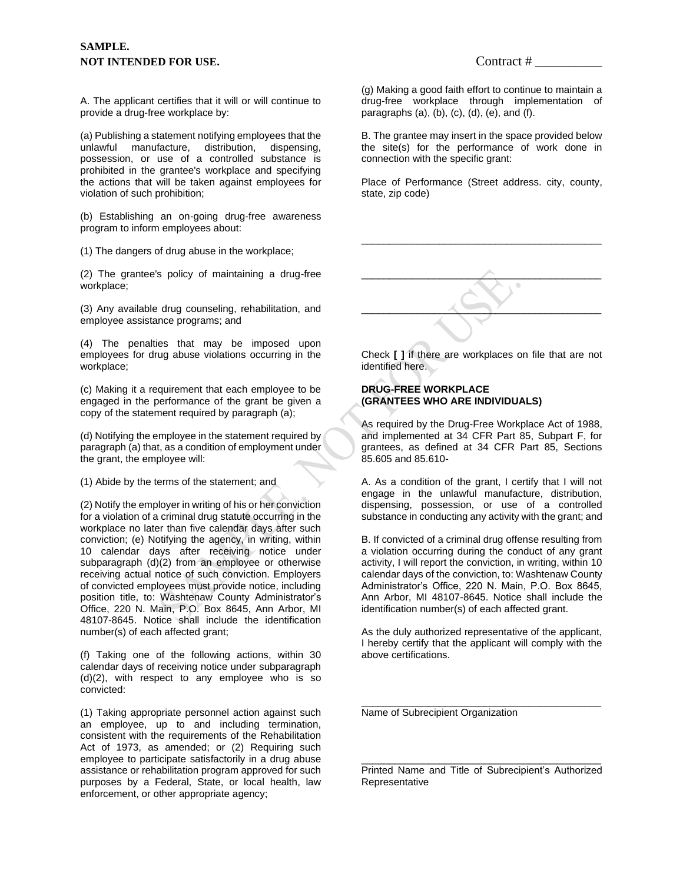**SAMPLE.**
**NOT INTENDED FOR USE.**

Contract # __________

A. The applicant certifies that it will or will continue to provide a drug-free workplace by:

(a) Publishing a statement notifying employees that the unlawful manufacture, distribution, dispensing, possession, or use of a controlled substance is prohibited in the grantee's workplace and specifying the actions that will be taken against employees for violation of such prohibition;

(b) Establishing an on-going drug-free awareness program to inform employees about:

(1) The dangers of drug abuse in the workplace;

(2) The grantee's policy of maintaining a drug-free workplace;

(3) Any available drug counseling, rehabilitation, and employee assistance programs; and

(4) The penalties that may be imposed upon employees for drug abuse violations occurring in the workplace;

(c) Making it a requirement that each employee to be engaged in the performance of the grant be given a copy of the statement required by paragraph (a);

(d) Notifying the employee in the statement required by paragraph (a) that, as a condition of employment under the grant, the employee will:

(1) Abide by the terms of the statement; and

(2) Notify the employer in writing of his or her conviction for a violation of a criminal drug statute occurring in the workplace no later than five calendar days after such conviction; (e) Notifying the agency, in writing, within 10 calendar days after receiving notice under subparagraph (d)(2) from an employee or otherwise receiving actual notice of such conviction. Employers of convicted employees must provide notice, including position title, to: Washtenaw County Administrator's Office, 220 N. Main, P.O. Box 8645, Ann Arbor, MI 48107-8645. Notice shall include the identification number(s) of each affected grant;

(f) Taking one of the following actions, within 30 calendar days of receiving notice under subparagraph (d)(2), with respect to any employee who is so convicted:

(1) Taking appropriate personnel action against such an employee, up to and including termination, consistent with the requirements of the Rehabilitation Act of 1973, as amended; or (2) Requiring such employee to participate satisfactorily in a drug abuse assistance or rehabilitation program approved for such purposes by a Federal, State, or local health, law enforcement, or other appropriate agency;

(g) Making a good faith effort to continue to maintain a drug-free workplace through implementation of paragraphs (a), (b), (c), (d), (e), and (f).

B. The grantee may insert in the space provided below the site(s) for the performance of work done in connection with the specific grant:

Place of Performance (Street address. city, county, state, zip code)

____________________________________________

____________________________________________

____________________________________________

Check **[ ]** if there are workplaces on file that are not identified here.

**DRUG-FREE WORKPLACE**
**(GRANTEES WHO ARE INDIVIDUALS)**

As required by the Drug-Free Workplace Act of 1988, and implemented at 34 CFR Part 85, Subpart F, for grantees, as defined at 34 CFR Part 85, Sections 85.605 and 85.610-

A. As a condition of the grant, I certify that I will not engage in the unlawful manufacture, distribution, dispensing, possession, or use of a controlled substance in conducting any activity with the grant; and

B. If convicted of a criminal drug offense resulting from a violation occurring during the conduct of any grant activity, I will report the conviction, in writing, within 10 calendar days of the conviction, to: Washtenaw County Administrator's Office, 220 N. Main, P.O. Box 8645, Ann Arbor, MI 48107-8645. Notice shall include the identification number(s) of each affected grant.

As the duly authorized representative of the applicant, I hereby certify that the applicant will comply with the above certifications.

____________________________________________
Name of Subrecipient Organization

____________________________________________
Printed Name and Title of Subrecipient's Authorized Representative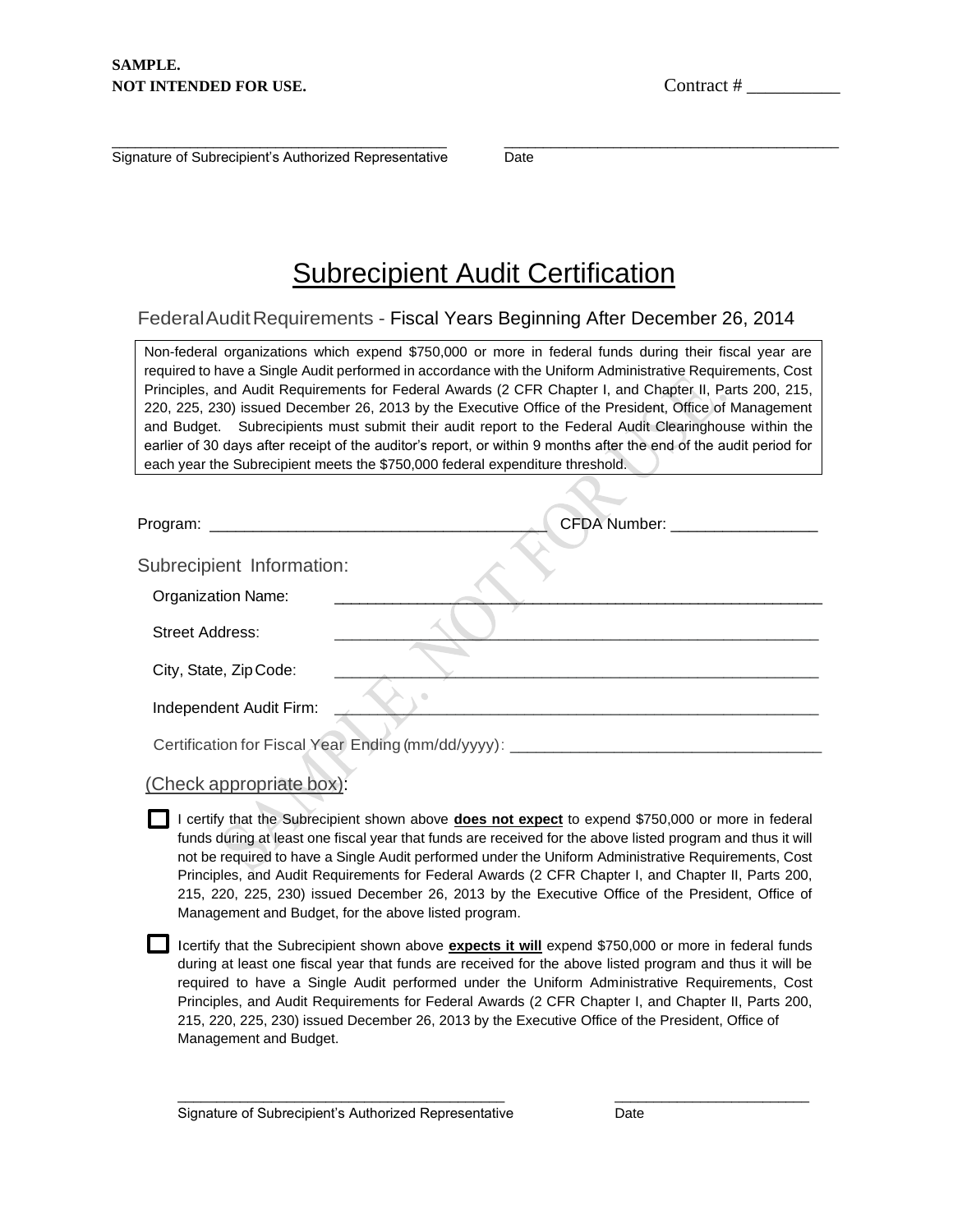**SAMPLE.**
**NOT INTENDED FOR USE.**

Contract # __________

_________________________________________ _________________________________________
Signature of Subrecipient's Authorized Representative Date

# Subrecipient Audit Certification

## Federal Audit Requirements - Fiscal Years Beginning After December 26, 2014

Non-federal organizations which expend $750,000 or more in federal funds during their fiscal year are required to have a Single Audit performed in accordance with the Uniform Administrative Requirements, Cost Principles, and Audit Requirements for Federal Awards (2 CFR Chapter I, and Chapter II, Parts 200, 215, 220, 225, 230) issued December 26, 2013 by the Executive Office of the President, Office of Management and Budget. Subrecipients must submit their audit report to the Federal Audit Clearinghouse within the earlier of 30 days after receipt of the auditor's report, or within 9 months after the end of the audit period for each year the Subrecipient meets the $750,000 federal expenditure threshold.

Program: ______________________________________ CFDA Number: _________________

### Subrecipient Information:

Organization Name: _______________________________________________________

Street Address: _______________________________________________________

City, State, Zip Code: _______________________________________________________

Independent Audit Firm: _______________________________________________________

Certification for Fiscal Year Ending (mm/dd/yyyy): ___________________________________

(Check appropriate box):

☐ I certify that the Subrecipient shown above **does not expect** to expend $750,000 or more in federal funds during at least one fiscal year that funds are received for the above listed program and thus it will not be required to have a Single Audit performed under the Uniform Administrative Requirements, Cost Principles, and Audit Requirements for Federal Awards (2 CFR Chapter I, and Chapter II, Parts 200, 215, 220, 225, 230) issued December 26, 2013 by the Executive Office of the President, Office of Management and Budget, for the above listed program.

☐ Icertify that the Subrecipient shown above **expects it will** expend $750,000 or more in federal funds during at least one fiscal year that funds are received for the above listed program and thus it will be required to have a Single Audit performed under the Uniform Administrative Requirements, Cost Principles, and Audit Requirements for Federal Awards (2 CFR Chapter I, and Chapter II, Parts 200, 215, 220, 225, 230) issued December 26, 2013 by the Executive Office of the President, Office of Management and Budget.

_________________________________________ ________________________
Signature of Subrecipient's Authorized Representative Date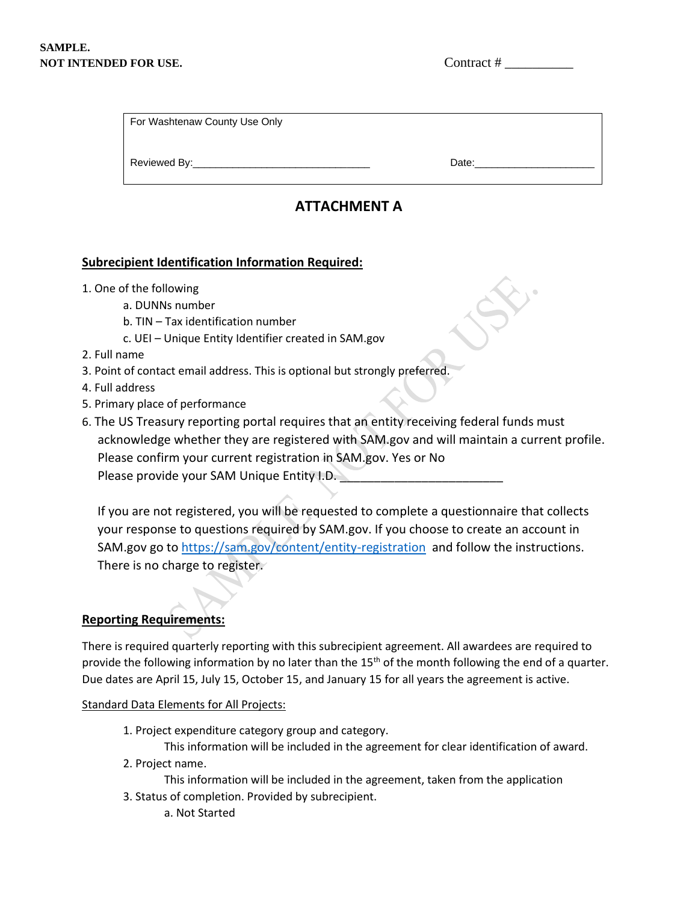**SAMPLE.**
**NOT INTENDED FOR USE.**

Contract # __________

| For Washtenaw County Use Only | |
|---|---|
| Reviewed By:______________________________ | Date:____________________ |

# ATTACHMENT A

**Subrecipient Identification Information Required:**

1. One of the following
   a. DUNNs number
   b. TIN – Tax identification number
   c. UEI – Unique Entity Identifier created in SAM.gov
2. Full name
3. Point of contact email address. This is optional but strongly preferred.
4. Full address
5. Primary place of performance
6. The US Treasury reporting portal requires that an entity receiving federal funds must acknowledge whether they are registered with SAM.gov and will maintain a current profile. Please confirm your current registration in SAM.gov. Yes or No
   Please provide your SAM Unique Entity I.D. ________________________

   If you are not registered, you will be requested to complete a questionnaire that collects your response to questions required by SAM.gov. If you choose to create an account in SAM.gov go to https://sam.gov/content/entity-registration and follow the instructions. There is no charge to register.

**Reporting Requirements:**

There is required quarterly reporting with this subrecipient agreement. All awardees are required to provide the following information by no later than the 15th of the month following the end of a quarter. Due dates are April 15, July 15, October 15, and January 15 for all years the agreement is active.

Standard Data Elements for All Projects:

1. Project expenditure category group and category.
   This information will be included in the agreement for clear identification of award.
2. Project name.
   This information will be included in the agreement, taken from the application
3. Status of completion. Provided by subrecipient.
   a. Not Started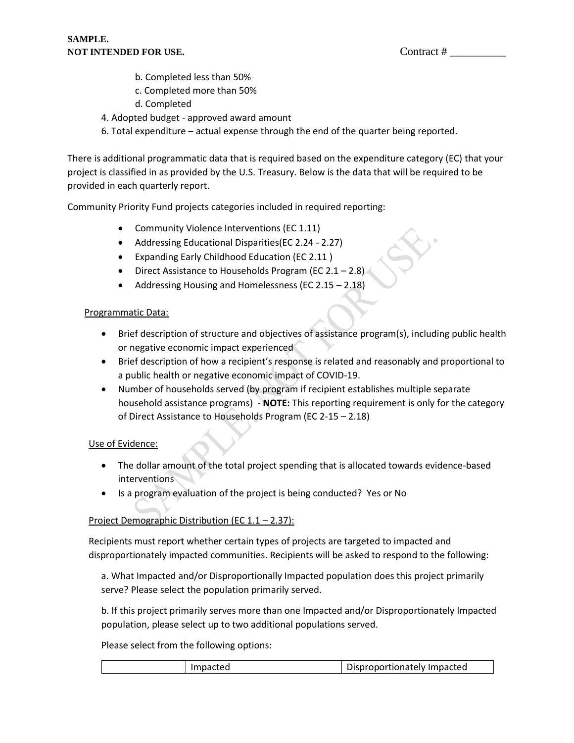b. Completed less than 50%
c. Completed more than 50%
d. Completed

4. Adopted budget - approved award amount
6. Total expenditure – actual expense through the end of the quarter being reported.

There is additional programmatic data that is required based on the expenditure category (EC) that your project is classified in as provided by the U.S. Treasury. Below is the data that will be required to be provided in each quarterly report.

Community Priority Fund projects categories included in required reporting:

- Community Violence Interventions (EC 1.11)
- Addressing Educational Disparities(EC 2.24 - 2.27)
- Expanding Early Childhood Education (EC 2.11 )
- Direct Assistance to Households Program (EC 2.1 – 2.8)
- Addressing Housing and Homelessness (EC 2.15 – 2.18)

Programmatic Data:

- Brief description of structure and objectives of assistance program(s), including public health or negative economic impact experienced
- Brief description of how a recipient's response is related and reasonably and proportional to a public health or negative economic impact of COVID-19.
- Number of households served (by program if recipient establishes multiple separate household assistance programs) - **NOTE:** This reporting requirement is only for the category of Direct Assistance to Households Program (EC 2-15 – 2.18)

Use of Evidence:

- The dollar amount of the total project spending that is allocated towards evidence-based interventions
- Is a program evaluation of the project is being conducted? Yes or No

Project Demographic Distribution (EC 1.1 – 2.37):

Recipients must report whether certain types of projects are targeted to impacted and disproportionately impacted communities. Recipients will be asked to respond to the following:

a. What Impacted and/or Disproportionally Impacted population does this project primarily serve? Please select the population primarily served.

b. If this project primarily serves more than one Impacted and/or Disproportionately Impacted population, please select up to two additional populations served.

Please select from the following options:

| | Impacted | Disproportionately Impacted |
|---|---|---|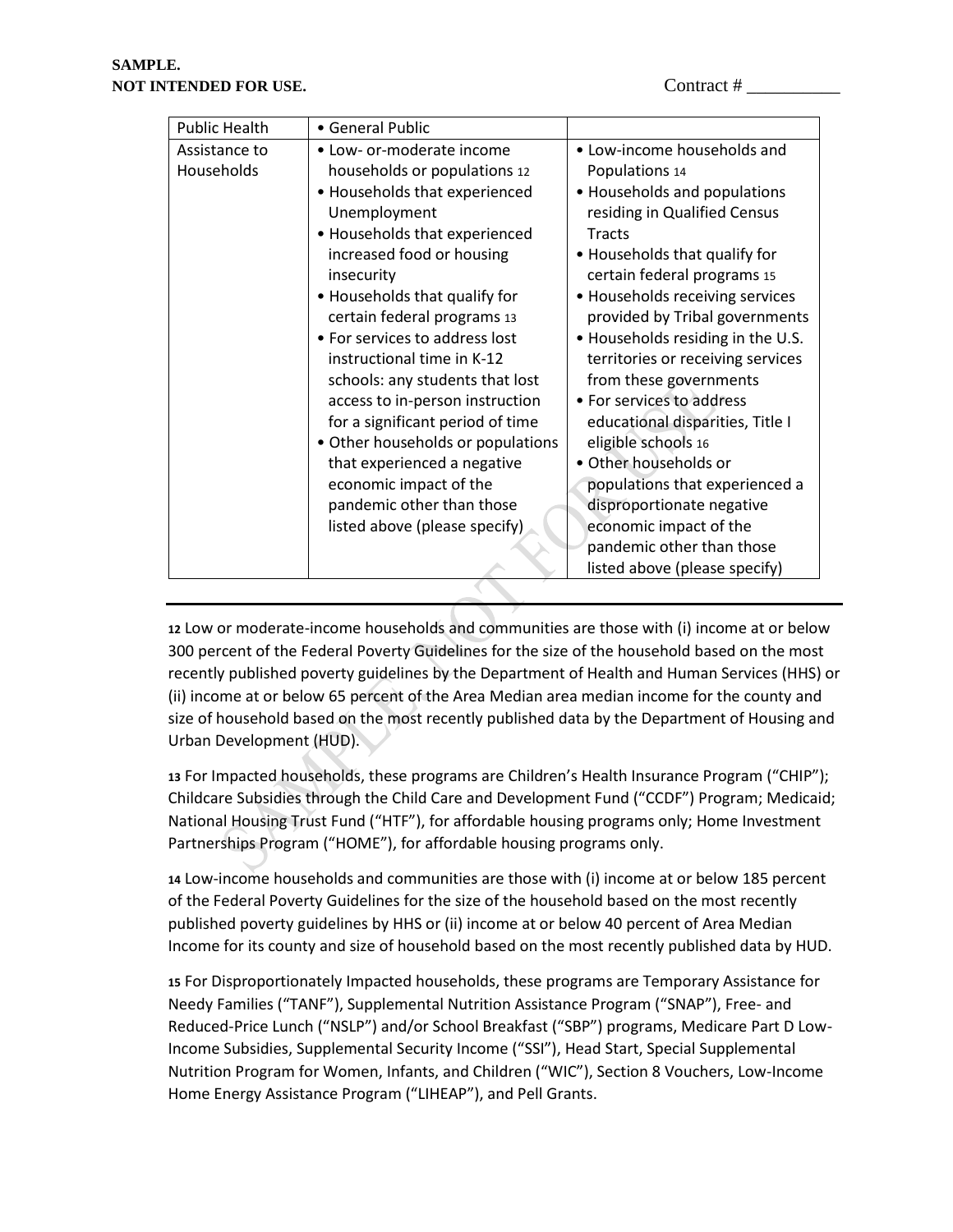**SAMPLE.**
**NOT INTENDED FOR USE.**

Contract # __________

| | | |
|---|---|---|
| Public Health | • General Public | |
| Assistance to Households | • Low- or-moderate income households or populations [12]<br>• Households that experienced Unemployment<br>• Households that experienced increased food or housing insecurity<br>• Households that qualify for certain federal programs [13]<br>• For services to address lost instructional time in K-12 schools: any students that lost access to in-person instruction for a significant period of time<br>• Other households or populations that experienced a negative economic impact of the pandemic other than those listed above (please specify) | • Low-income households and Populations [14]<br>• Households and populations residing in Qualified Census Tracts<br>• Households that qualify for certain federal programs [15]<br>• Households receiving services provided by Tribal governments<br>• Households residing in the U.S. territories or receiving services from these governments<br>• For services to address educational disparities, Title I eligible schools [16]<br>• Other households or populations that experienced a disproportionate negative economic impact of the pandemic other than those listed above (please specify) |

---

**12** Low or moderate-income households and communities are those with (i) income at or below 300 percent of the Federal Poverty Guidelines for the size of the household based on the most recently published poverty guidelines by the Department of Health and Human Services (HHS) or (ii) income at or below 65 percent of the Area Median area median income for the county and size of household based on the most recently published data by the Department of Housing and Urban Development (HUD).

**13** For Impacted households, these programs are Children's Health Insurance Program ("CHIP"); Childcare Subsidies through the Child Care and Development Fund ("CCDF") Program; Medicaid; National Housing Trust Fund ("HTF"), for affordable housing programs only; Home Investment Partnerships Program ("HOME"), for affordable housing programs only.

**14** Low-income households and communities are those with (i) income at or below 185 percent of the Federal Poverty Guidelines for the size of the household based on the most recently published poverty guidelines by HHS or (ii) income at or below 40 percent of Area Median Income for its county and size of household based on the most recently published data by HUD.

**15** For Disproportionately Impacted households, these programs are Temporary Assistance for Needy Families ("TANF"), Supplemental Nutrition Assistance Program ("SNAP"), Free- and Reduced-Price Lunch ("NSLP") and/or School Breakfast ("SBP") programs, Medicare Part D Low-Income Subsidies, Supplemental Security Income ("SSI"), Head Start, Special Supplemental Nutrition Program for Women, Infants, and Children ("WIC"), Section 8 Vouchers, Low-Income Home Energy Assistance Program ("LIHEAP"), and Pell Grants.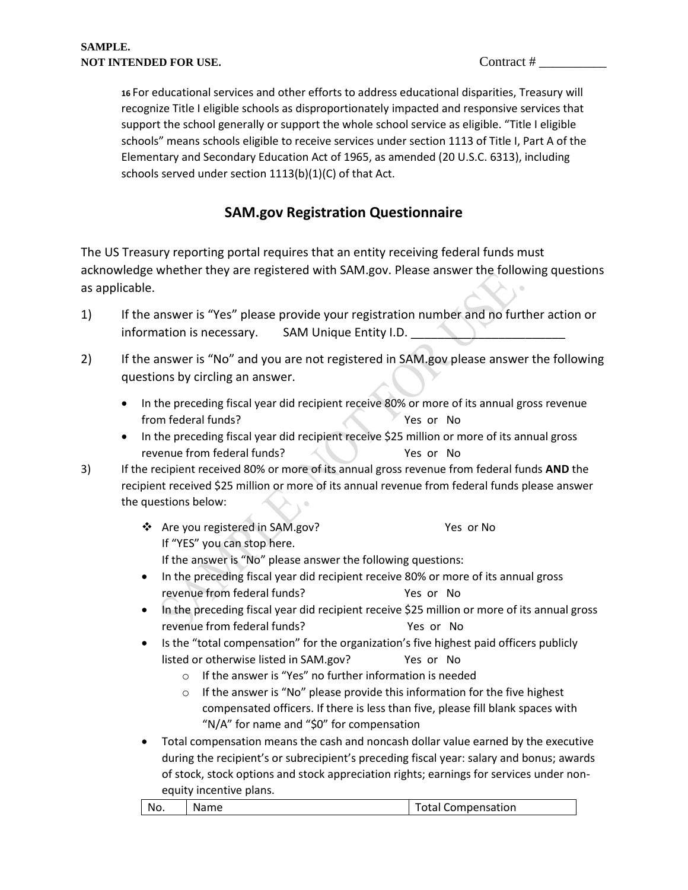[16] For educational services and other efforts to address educational disparities, Treasury will recognize Title I eligible schools as disproportionately impacted and responsive services that support the school generally or support the whole school service as eligible. "Title I eligible schools" means schools eligible to receive services under section 1113 of Title I, Part A of the Elementary and Secondary Education Act of 1965, as amended (20 U.S.C. 6313), including schools served under section 1113(b)(1)(C) of that Act.

## SAM.gov Registration Questionnaire

The US Treasury reporting portal requires that an entity receiving federal funds must acknowledge whether they are registered with SAM.gov. Please answer the following questions as applicable.

1) If the answer is "Yes" please provide your registration number and no further action or information is necessary. SAM Unique Entity I.D. ________________________

2) If the answer is "No" and you are not registered in SAM.gov please answer the following questions by circling an answer.

   - In the preceding fiscal year did recipient receive 80% or more of its annual gross revenue from federal funds? Yes or No
   - In the preceding fiscal year did recipient receive $25 million or more of its annual gross revenue from federal funds? Yes or No

3) If the recipient received 80% or more of its annual gross revenue from federal funds **AND** the recipient received $25 million or more of its annual revenue from federal funds please answer the questions below:

   - ❖ Are you registered in SAM.gov? Yes or No
     If "YES" you can stop here.
     If the answer is "No" please answer the following questions:
   - In the preceding fiscal year did recipient receive 80% or more of its annual gross revenue from federal funds? Yes or No
   - In the preceding fiscal year did recipient receive $25 million or more of its annual gross revenue from federal funds? Yes or No
   - Is the "total compensation" for the organization's five highest paid officers publicly listed or otherwise listed in SAM.gov? Yes or No
     - If the answer is "Yes" no further information is needed
     - If the answer is "No" please provide this information for the five highest compensated officers. If there is less than five, please fill blank spaces with "N/A" for name and "$0" for compensation
   - Total compensation means the cash and noncash dollar value earned by the executive during the recipient's or subrecipient's preceding fiscal year: salary and bonus; awards of stock, stock options and stock appreciation rights; earnings for services under non-equity incentive plans.

| No. | Name | Total Compensation |
|---|---|---|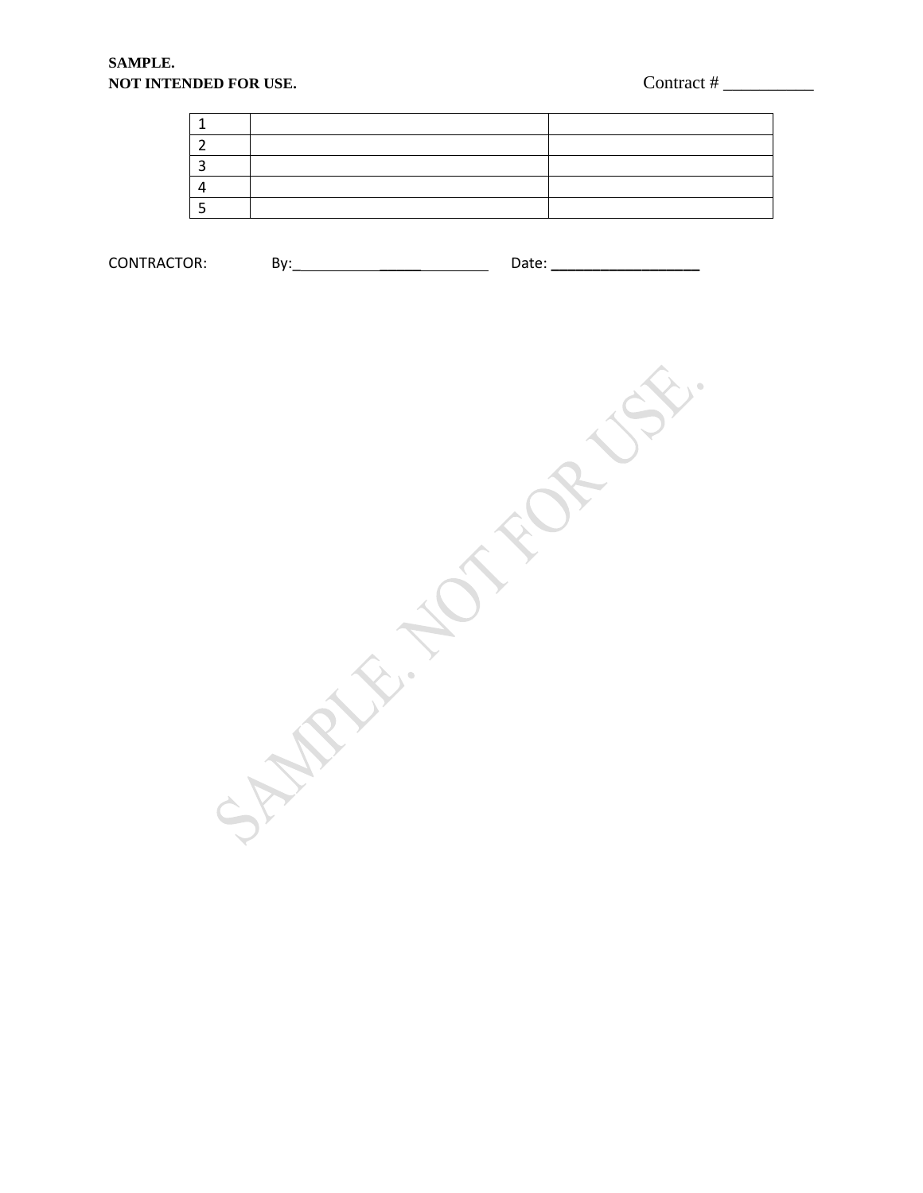**SAMPLE.**
**NOT INTENDED FOR USE.**

Contract # __________

| | | |
|---|---|---|
| 1 | | |
| 2 | | |
| 3 | | |
| 4 | | |
| 5 | | |

CONTRACTOR: By:________________________ Date: ___________________

SAMPLE. NOT FOR USE.